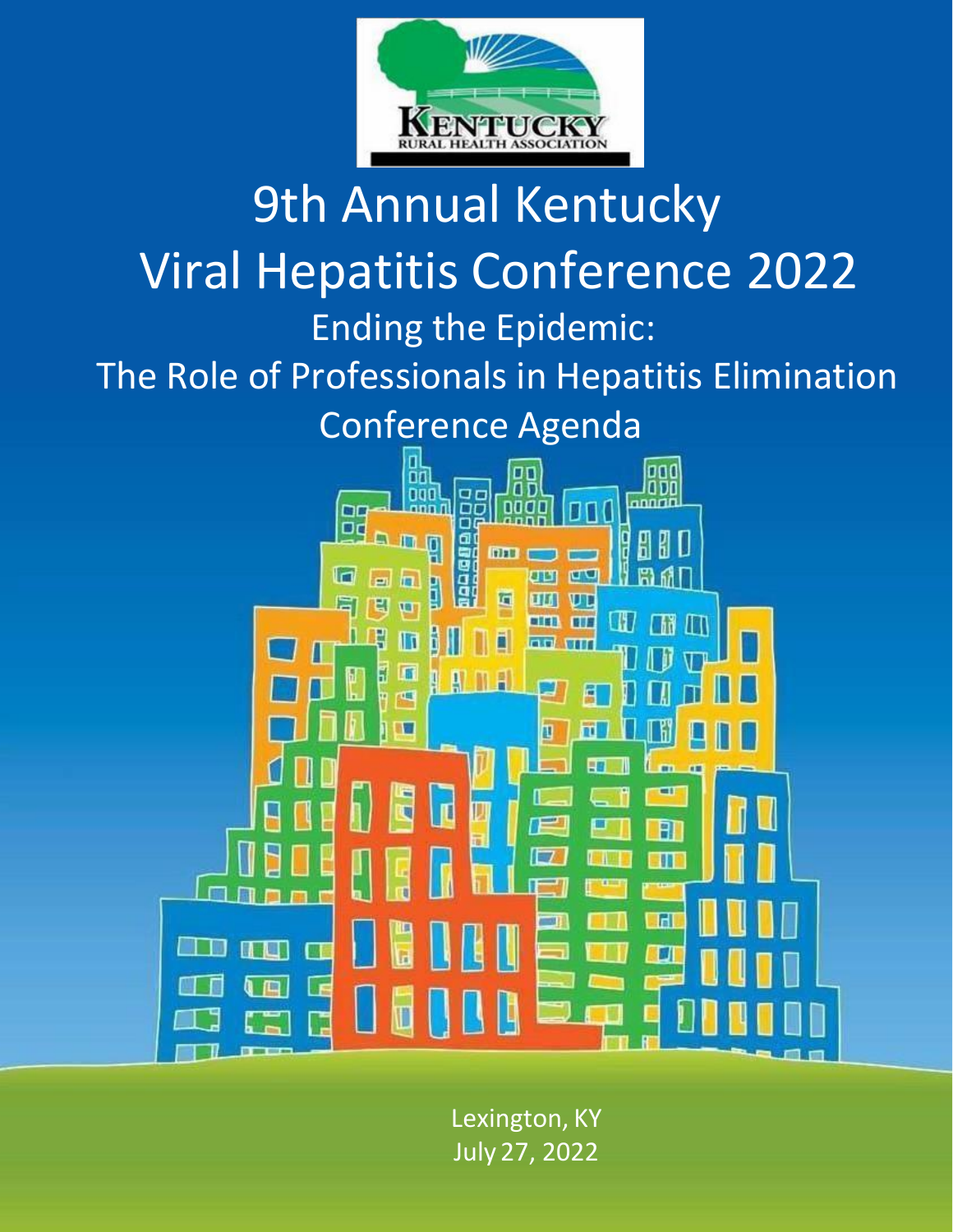KENTUCKY RURAL HEALTH ASSOCIATION

# 9th Annual Kentucky Viral Hepatitis Conference 2022

## Ending the Epidemic: The Role of Professionals in Hepatitis Elimination

## Conference Agenda

Lexington, KY

July 27, 2022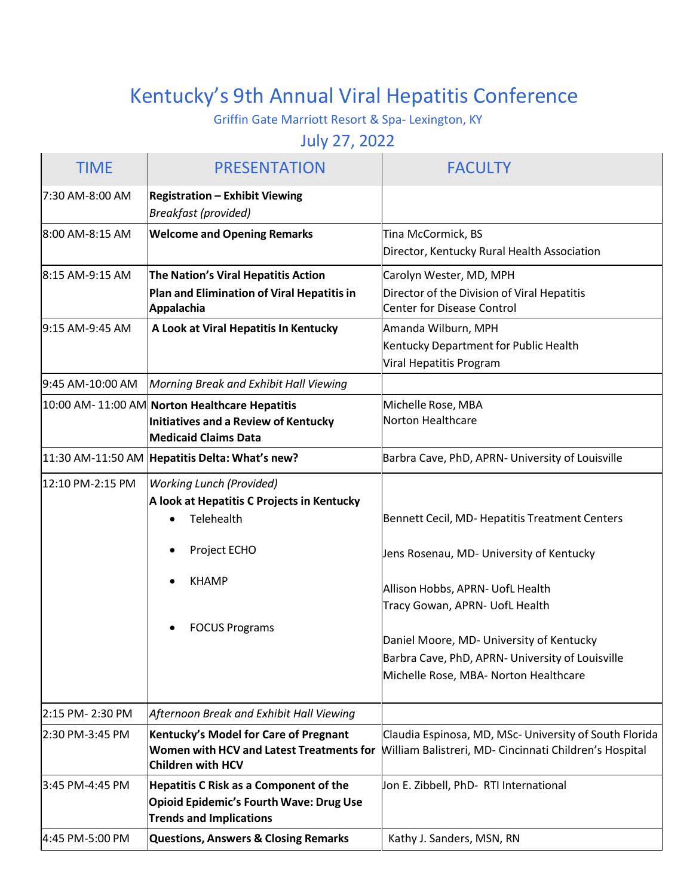# Kentucky's 9th Annual Viral Hepatitis Conference

Griffin Gate Marriott Resort & Spa- Lexington, KY

July 27, 2022

| TIME | PRESENTATION | FACULTY |
|---|---|---|
| 7:30 AM-8:00 AM | **Registration – Exhibit Viewing**<br>*Breakfast (provided)* | |
| 8:00 AM-8:15 AM | **Welcome and Opening Remarks** | Tina McCormick, BS<br>Director, Kentucky Rural Health Association |
| 8:15 AM-9:15 AM | **The Nation's Viral Hepatitis Action Plan and Elimination of Viral Hepatitis in Appalachia** | Carolyn Wester, MD, MPH<br>Director of the Division of Viral Hepatitis<br>Center for Disease Control |
| 9:15 AM-9:45 AM | **A Look at Viral Hepatitis In Kentucky** | Amanda Wilburn, MPH<br>Kentucky Department for Public Health<br>Viral Hepatitis Program |
| 9:45 AM-10:00 AM | *Morning Break and Exhibit Hall Viewing* | |
| 10:00 AM- 11:00 AM | **Norton Healthcare Hepatitis Initiatives and a Review of Kentucky Medicaid Claims Data** | Michelle Rose, MBA<br>Norton Healthcare |
| 11:30 AM-11:50 AM | **Hepatitis Delta: What's new?** | Barbra Cave, PhD, APRN- University of Louisville |
| 12:10 PM-2:15 PM | *Working Lunch (Provided)*<br>**A look at Hepatitis C Projects in Kentucky**<br>• Telehealth<br>• Project ECHO<br>• KHAMP<br>• FOCUS Programs | Bennett Cecil, MD- Hepatitis Treatment Centers<br>Jens Rosenau, MD- University of Kentucky<br>Allison Hobbs, APRN- UofL Health<br>Tracy Gowan, APRN- UofL Health<br>Daniel Moore, MD- University of Kentucky<br>Barbra Cave, PhD, APRN- University of Louisville<br>Michelle Rose, MBA- Norton Healthcare |
| 2:15 PM- 2:30 PM | *Afternoon Break and Exhibit Hall Viewing* | |
| 2:30 PM-3:45 PM | **Kentucky's Model for Care of Pregnant Women with HCV and Latest Treatments for Children with HCV** | Claudia Espinosa, MD, MSc- University of South Florida<br>William Balistreri, MD- Cincinnati Children's Hospital |
| 3:45 PM-4:45 PM | **Hepatitis C Risk as a Component of the Opioid Epidemic's Fourth Wave: Drug Use Trends and Implications** | Jon E. Zibbell, PhD- RTI International |
| 4:45 PM-5:00 PM | **Questions, Answers & Closing Remarks** | Kathy J. Sanders, MSN, RN |